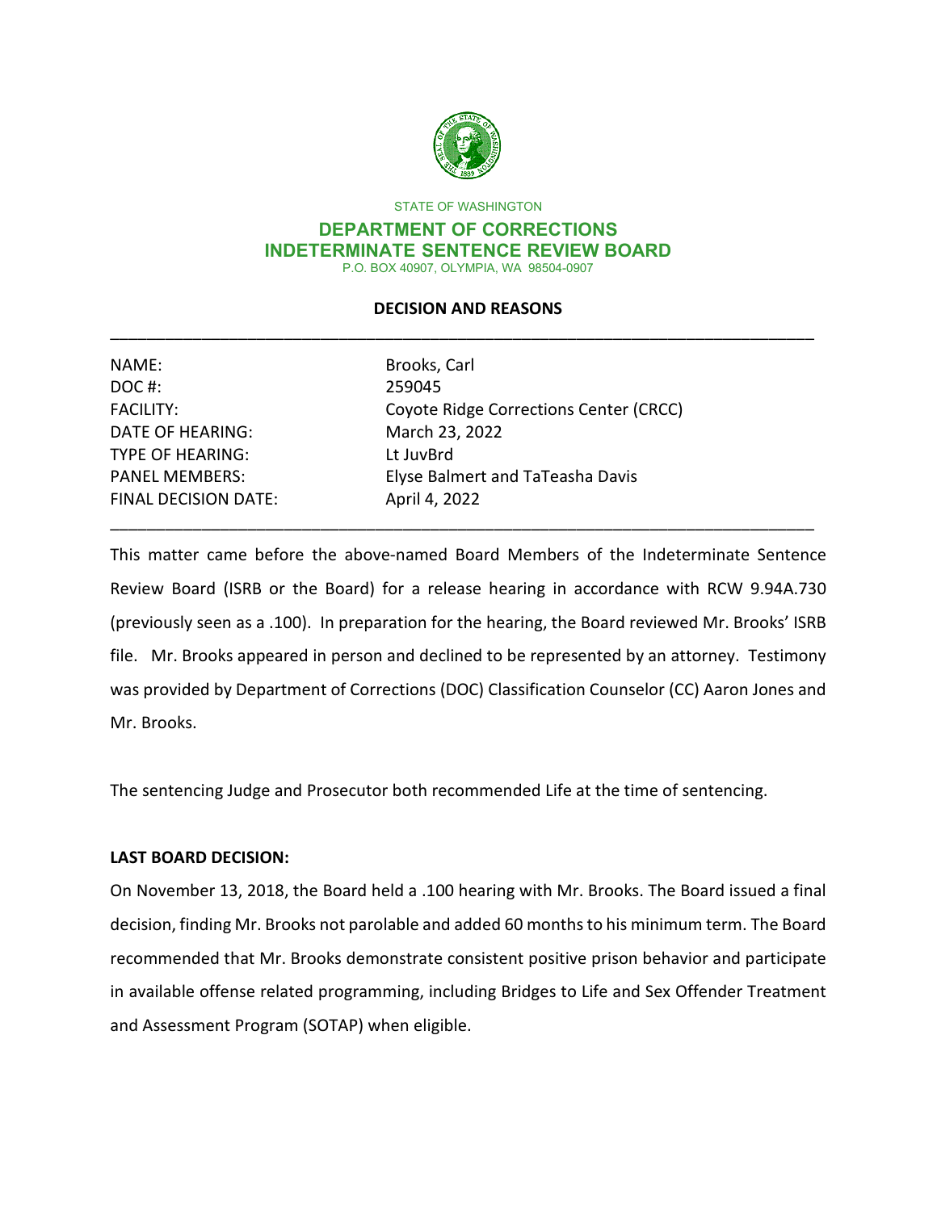STATE OF WASHINGTON

**DEPARTMENT OF CORRECTIONS**
**INDETERMINATE SENTENCE REVIEW BOARD**
P.O. BOX 40907, OLYMPIA, WA 98504-0907

## DECISION AND REASONS

---

| | |
|---|---|
| NAME: | Brooks, Carl |
| DOC #: | 259045 |
| FACILITY: | Coyote Ridge Corrections Center (CRCC) |
| DATE OF HEARING: | March 23, 2022 |
| TYPE OF HEARING: | Lt JuvBrd |
| PANEL MEMBERS: | Elyse Balmert and TaTeasha Davis |
| FINAL DECISION DATE: | April 4, 2022 |

---

This matter came before the above-named Board Members of the Indeterminate Sentence Review Board (ISRB or the Board) for a release hearing in accordance with RCW 9.94A.730 (previously seen as a .100). In preparation for the hearing, the Board reviewed Mr. Brooks' ISRB file. Mr. Brooks appeared in person and declined to be represented by an attorney. Testimony was provided by Department of Corrections (DOC) Classification Counselor (CC) Aaron Jones and Mr. Brooks.

The sentencing Judge and Prosecutor both recommended Life at the time of sentencing.

**LAST BOARD DECISION:**

On November 13, 2018, the Board held a .100 hearing with Mr. Brooks. The Board issued a final decision, finding Mr. Brooks not parolable and added 60 months to his minimum term. The Board recommended that Mr. Brooks demonstrate consistent positive prison behavior and participate in available offense related programming, including Bridges to Life and Sex Offender Treatment and Assessment Program (SOTAP) when eligible.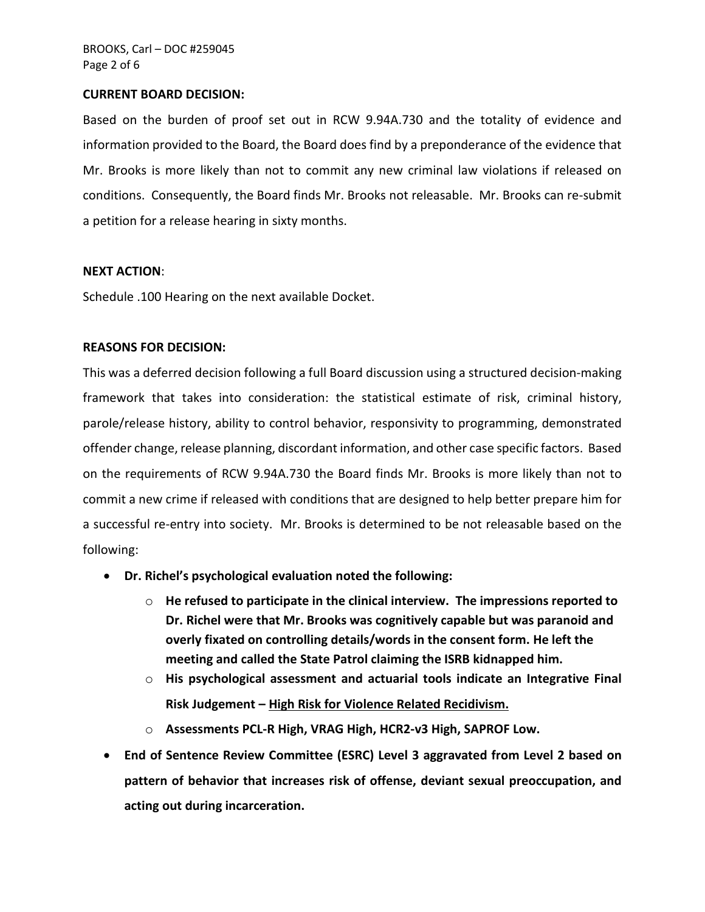**CURRENT BOARD DECISION:**

Based on the burden of proof set out in RCW 9.94A.730 and the totality of evidence and information provided to the Board, the Board does find by a preponderance of the evidence that Mr. Brooks is more likely than not to commit any new criminal law violations if released on conditions. Consequently, the Board finds Mr. Brooks not releasable. Mr. Brooks can re-submit a petition for a release hearing in sixty months.

**NEXT ACTION**:

Schedule .100 Hearing on the next available Docket.

**REASONS FOR DECISION:**

This was a deferred decision following a full Board discussion using a structured decision-making framework that takes into consideration: the statistical estimate of risk, criminal history, parole/release history, ability to control behavior, responsivity to programming, demonstrated offender change, release planning, discordant information, and other case specific factors. Based on the requirements of RCW 9.94A.730 the Board finds Mr. Brooks is more likely than not to commit a new crime if released with conditions that are designed to help better prepare him for a successful re-entry into society. Mr. Brooks is determined to be not releasable based on the following:

- **Dr. Richel's psychological evaluation noted the following:**
  - **He refused to participate in the clinical interview. The impressions reported to Dr. Richel were that Mr. Brooks was cognitively capable but was paranoid and overly fixated on controlling details/words in the consent form. He left the meeting and called the State Patrol claiming the ISRB kidnapped him.**
  - **His psychological assessment and actuarial tools indicate an Integrative Final Risk Judgement – High Risk for Violence Related Recidivism.**
  - **Assessments PCL-R High, VRAG High, HCR2-v3 High, SAPROF Low.**
- **End of Sentence Review Committee (ESRC) Level 3 aggravated from Level 2 based on pattern of behavior that increases risk of offense, deviant sexual preoccupation, and acting out during incarceration.**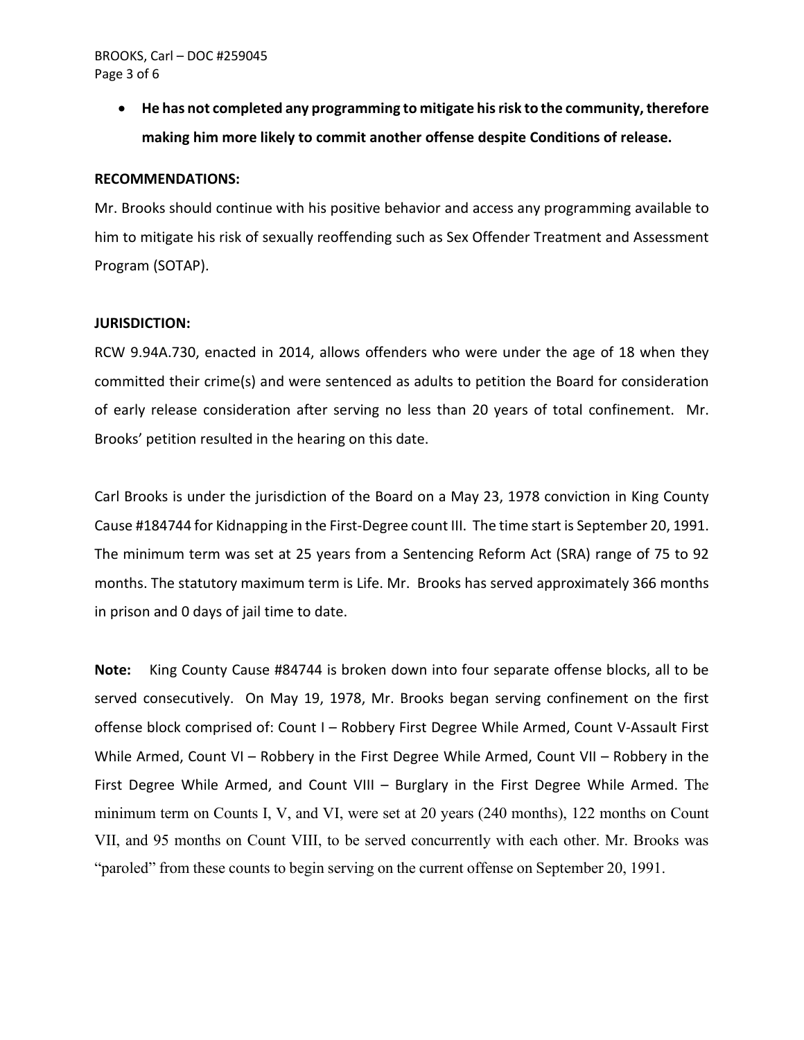- **He has not completed any programming to mitigate his risk to the community, therefore making him more likely to commit another offense despite Conditions of release.**

**RECOMMENDATIONS:**

Mr. Brooks should continue with his positive behavior and access any programming available to him to mitigate his risk of sexually reoffending such as Sex Offender Treatment and Assessment Program (SOTAP).

**JURISDICTION:**

RCW 9.94A.730, enacted in 2014, allows offenders who were under the age of 18 when they committed their crime(s) and were sentenced as adults to petition the Board for consideration of early release consideration after serving no less than 20 years of total confinement. Mr. Brooks' petition resulted in the hearing on this date.

Carl Brooks is under the jurisdiction of the Board on a May 23, 1978 conviction in King County Cause #184744 for Kidnapping in the First-Degree count III. The time start is September 20, 1991. The minimum term was set at 25 years from a Sentencing Reform Act (SRA) range of 75 to 92 months. The statutory maximum term is Life. Mr. Brooks has served approximately 366 months in prison and 0 days of jail time to date.

**Note:** King County Cause #84744 is broken down into four separate offense blocks, all to be served consecutively. On May 19, 1978, Mr. Brooks began serving confinement on the first offense block comprised of: Count I – Robbery First Degree While Armed, Count V-Assault First While Armed, Count VI – Robbery in the First Degree While Armed, Count VII – Robbery in the First Degree While Armed, and Count VIII – Burglary in the First Degree While Armed. The minimum term on Counts I, V, and VI, were set at 20 years (240 months), 122 months on Count VII, and 95 months on Count VIII, to be served concurrently with each other. Mr. Brooks was "paroled" from these counts to begin serving on the current offense on September 20, 1991.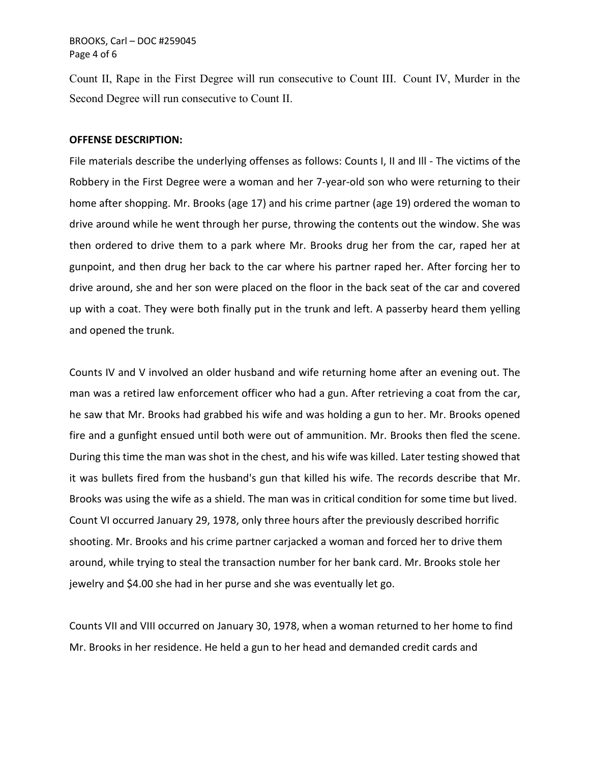Count II, Rape in the First Degree will run consecutive to Count III. Count IV, Murder in the Second Degree will run consecutive to Count II.

**OFFENSE DESCRIPTION:**

File materials describe the underlying offenses as follows: Counts I, II and Ill - The victims of the Robbery in the First Degree were a woman and her 7-year-old son who were returning to their home after shopping. Mr. Brooks (age 17) and his crime partner (age 19) ordered the woman to drive around while he went through her purse, throwing the contents out the window. She was then ordered to drive them to a park where Mr. Brooks drug her from the car, raped her at gunpoint, and then drug her back to the car where his partner raped her. After forcing her to drive around, she and her son were placed on the floor in the back seat of the car and covered up with a coat. They were both finally put in the trunk and left. A passerby heard them yelling and opened the trunk.

Counts IV and V involved an older husband and wife returning home after an evening out. The man was a retired law enforcement officer who had a gun. After retrieving a coat from the car, he saw that Mr. Brooks had grabbed his wife and was holding a gun to her. Mr. Brooks opened fire and a gunfight ensued until both were out of ammunition. Mr. Brooks then fled the scene. During this time the man was shot in the chest, and his wife was killed. Later testing showed that it was bullets fired from the husband's gun that killed his wife. The records describe that Mr. Brooks was using the wife as a shield. The man was in critical condition for some time but lived. Count VI occurred January 29, 1978, only three hours after the previously described horrific shooting. Mr. Brooks and his crime partner carjacked a woman and forced her to drive them around, while trying to steal the transaction number for her bank card. Mr. Brooks stole her jewelry and $4.00 she had in her purse and she was eventually let go.

Counts VII and VIII occurred on January 30, 1978, when a woman returned to her home to find Mr. Brooks in her residence. He held a gun to her head and demanded credit cards and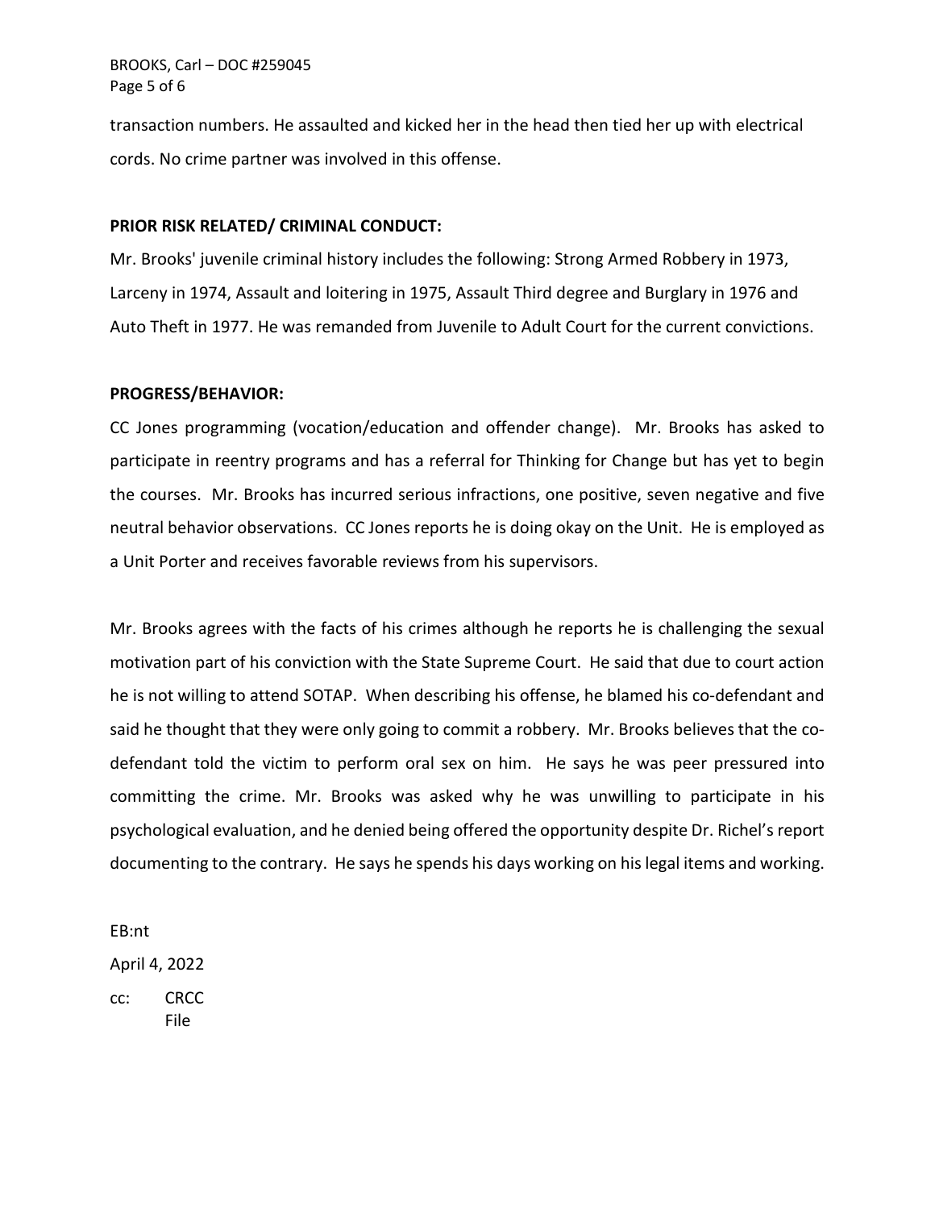transaction numbers. He assaulted and kicked her in the head then tied her up with electrical cords. No crime partner was involved in this offense.

**PRIOR RISK RELATED/ CRIMINAL CONDUCT:**

Mr. Brooks' juvenile criminal history includes the following: Strong Armed Robbery in 1973, Larceny in 1974, Assault and loitering in 1975, Assault Third degree and Burglary in 1976 and Auto Theft in 1977. He was remanded from Juvenile to Adult Court for the current convictions.

**PROGRESS/BEHAVIOR:**

CC Jones programming (vocation/education and offender change). Mr. Brooks has asked to participate in reentry programs and has a referral for Thinking for Change but has yet to begin the courses. Mr. Brooks has incurred serious infractions, one positive, seven negative and five neutral behavior observations. CC Jones reports he is doing okay on the Unit. He is employed as a Unit Porter and receives favorable reviews from his supervisors.

Mr. Brooks agrees with the facts of his crimes although he reports he is challenging the sexual motivation part of his conviction with the State Supreme Court. He said that due to court action he is not willing to attend SOTAP. When describing his offense, he blamed his co-defendant and said he thought that they were only going to commit a robbery. Mr. Brooks believes that the co-defendant told the victim to perform oral sex on him. He says he was peer pressured into committing the crime. Mr. Brooks was asked why he was unwilling to participate in his psychological evaluation, and he denied being offered the opportunity despite Dr. Richel's report documenting to the contrary. He says he spends his days working on his legal items and working.

EB:nt

April 4, 2022

cc: CRCC
File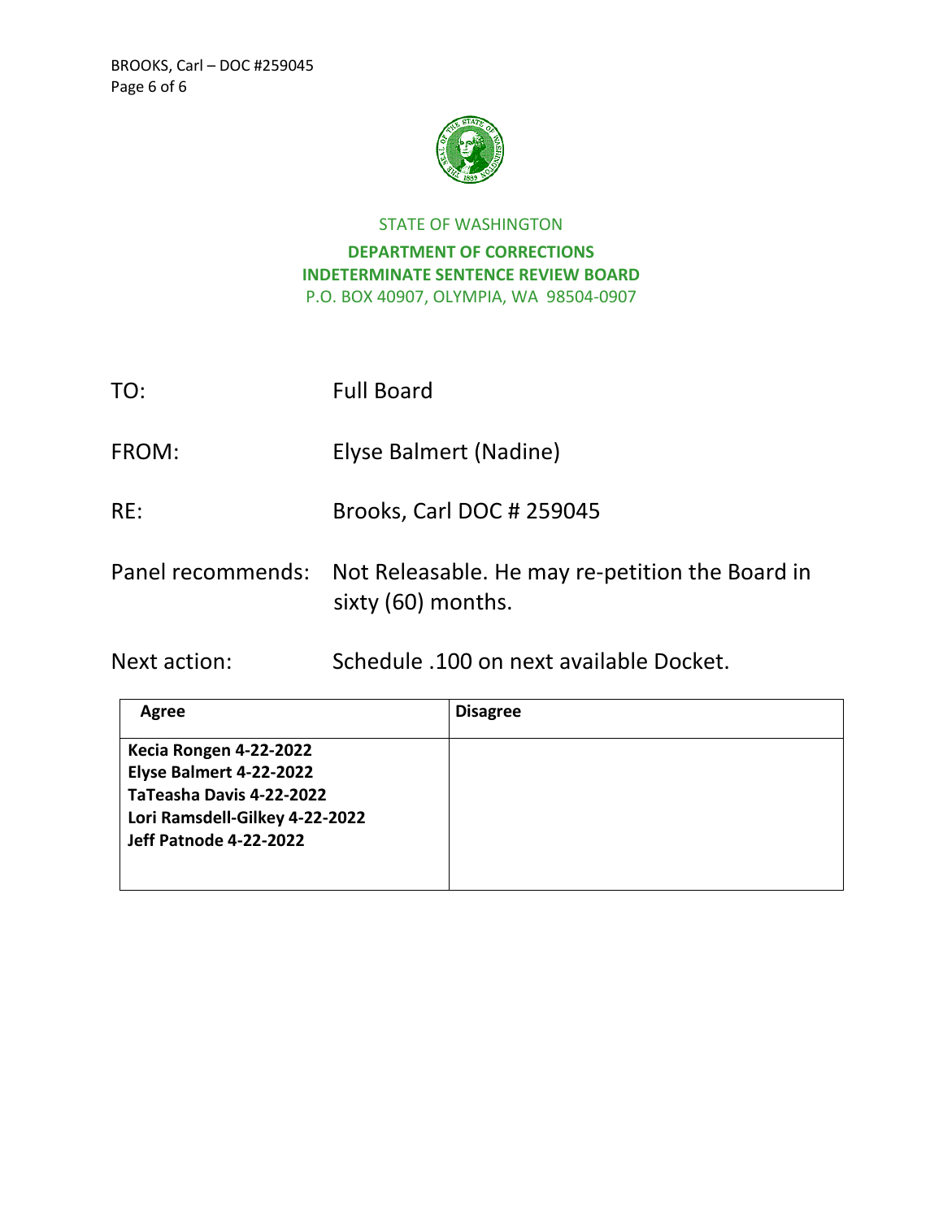STATE OF WASHINGTON

**DEPARTMENT OF CORRECTIONS**

**INDETERMINATE SENTENCE REVIEW BOARD**

P.O. BOX 40907, OLYMPIA, WA 98504-0907

TO: Full Board

FROM: Elyse Balmert (Nadine)

RE: Brooks, Carl DOC # 259045

Panel recommends: Not Releasable. He may re-petition the Board in sixty (60) months.

Next action: Schedule .100 on next available Docket.

| Agree | Disagree |
|---|---|
| **Kecia Rongen 4-22-2022**<br>**Elyse Balmert 4-22-2022**<br>**TaTeasha Davis 4-22-2022**<br>**Lori Ramsdell-Gilkey 4-22-2022**<br>**Jeff Patnode 4-22-2022** | |